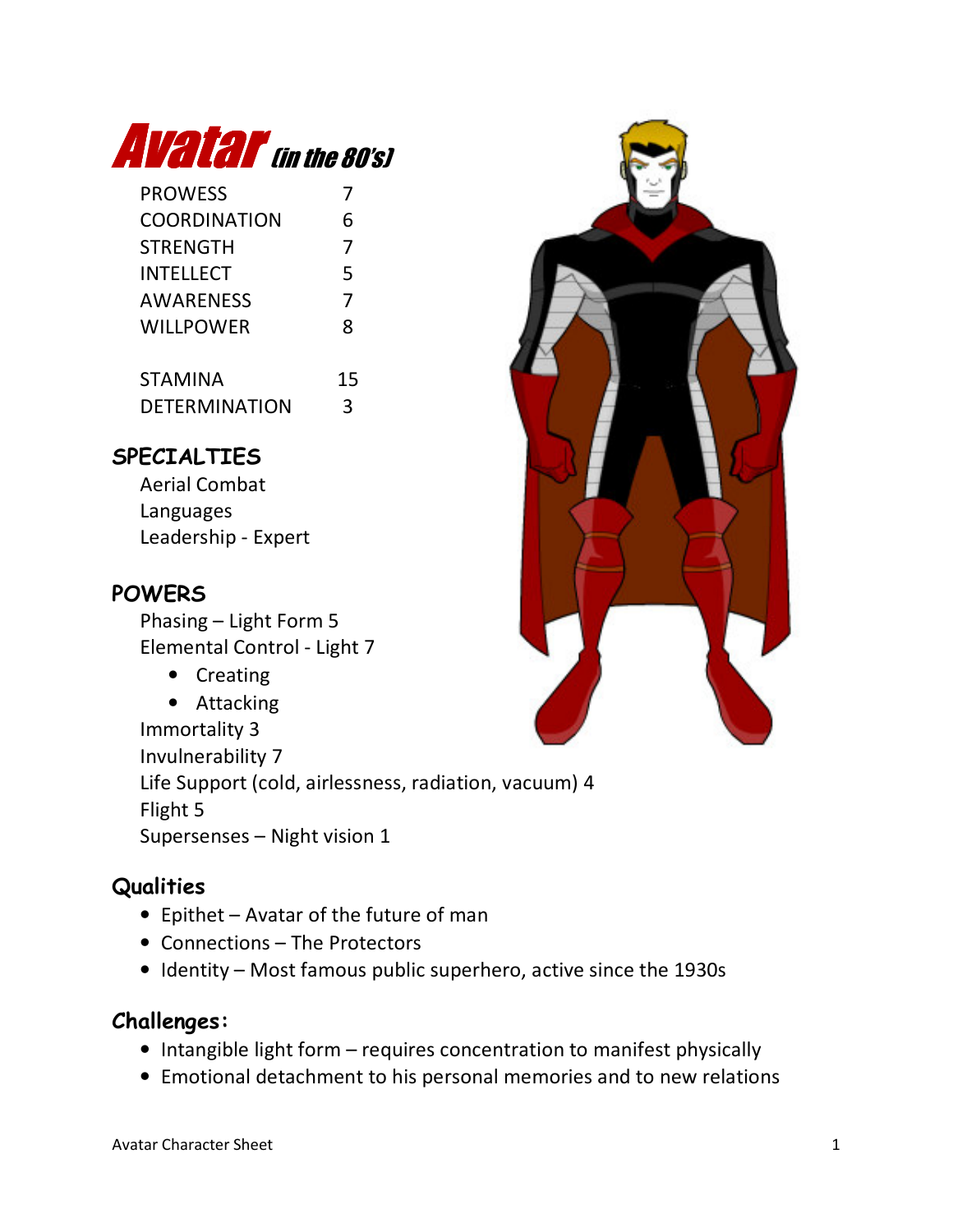# Avatar *(in the 80's)*

| | |
|---|---|
| PROWESS | 7 |
| COORDINATION | 6 |
| STRENGTH | 7 |
| INTELLECT | 5 |
| AWARENESS | 7 |
| WILLPOWER | 8 |
| | |
| STAMINA | 15 |
| DETERMINATION | 3 |

## SPECIALTIES

Aerial Combat
Languages
Leadership - Expert

## POWERS

Phasing – Light Form 5
Elemental Control - Light 7

- Creating
- Attacking

Immortality 3
Invulnerability 7
Life Support (cold, airlessness, radiation, vacuum) 4
Flight 5
Supersenses – Night vision 1

## Qualities

- Epithet – Avatar of the future of man
- Connections – The Protectors
- Identity – Most famous public superhero, active since the 1930s

## Challenges:

- Intangible light form – requires concentration to manifest physically
- Emotional detachment to his personal memories and to new relations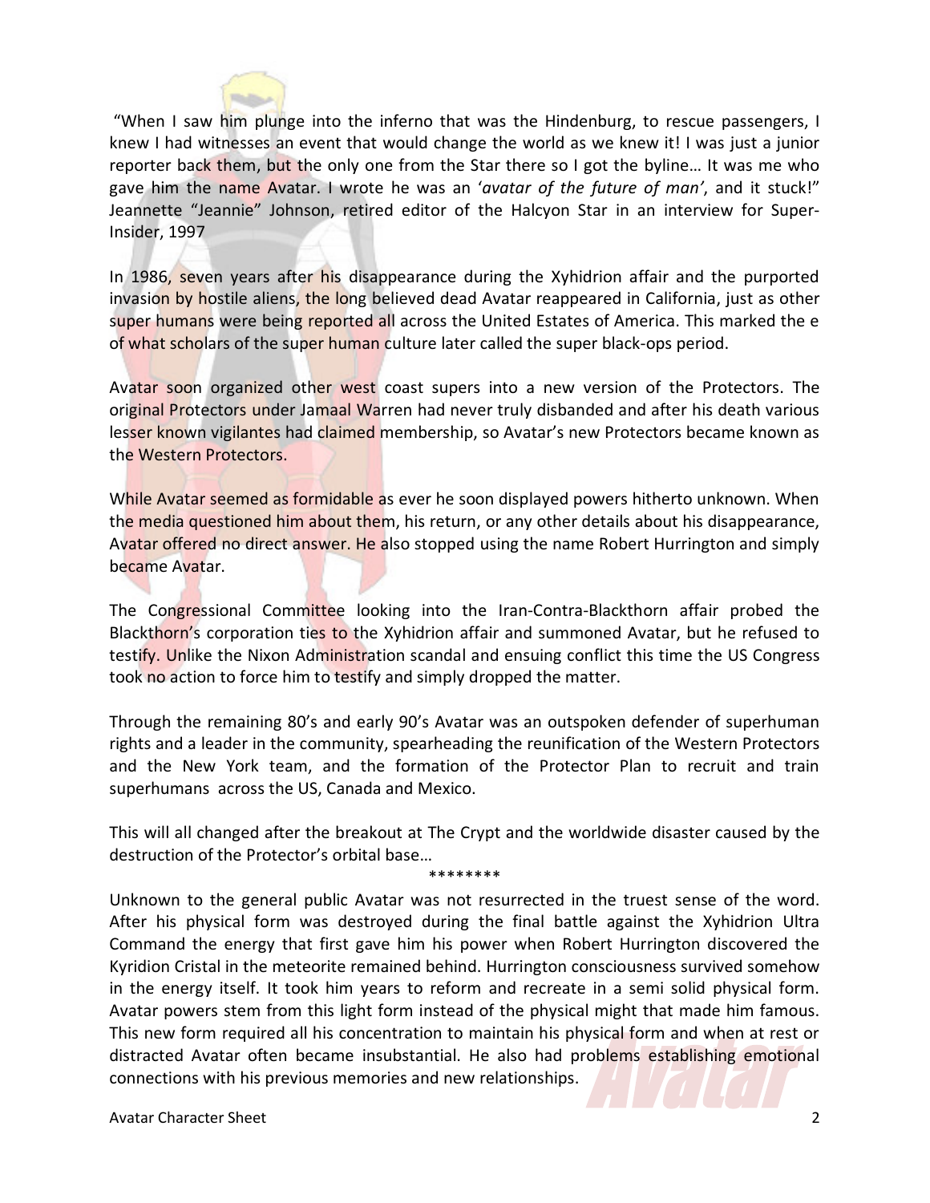"When I saw him plunge into the inferno that was the Hindenburg, to rescue passengers, I knew I had witnesses an event that would change the world as we knew it! I was just a junior reporter back them, but the only one from the Star there so I got the byline… It was me who gave him the name Avatar. I wrote he was an '*avatar of the future of man'*, and it stuck!" Jeannette "Jeannie" Johnson, retired editor of the Halcyon Star in an interview for Super-Insider, 1997

In 1986, seven years after his disappearance during the Xyhidrion affair and the purported invasion by hostile aliens, the long believed dead Avatar reappeared in California, just as other super humans were being reported all across the United Estates of America. This marked the e of what scholars of the super human culture later called the super black-ops period.

Avatar soon organized other west coast supers into a new version of the Protectors. The original Protectors under Jamaal Warren had never truly disbanded and after his death various lesser known vigilantes had claimed membership, so Avatar's new Protectors became known as the Western Protectors.

While Avatar seemed as formidable as ever he soon displayed powers hitherto unknown. When the media questioned him about them, his return, or any other details about his disappearance, Avatar offered no direct answer. He also stopped using the name Robert Hurrington and simply became Avatar.

The Congressional Committee looking into the Iran-Contra-Blackthorn affair probed the Blackthorn's corporation ties to the Xyhidrion affair and summoned Avatar, but he refused to testify. Unlike the Nixon Administration scandal and ensuing conflict this time the US Congress took no action to force him to testify and simply dropped the matter.

Through the remaining 80's and early 90's Avatar was an outspoken defender of superhuman rights and a leader in the community, spearheading the reunification of the Western Protectors and the New York team, and the formation of the Protector Plan to recruit and train superhumans across the US, Canada and Mexico.

This will all changed after the breakout at The Crypt and the worldwide disaster caused by the destruction of the Protector's orbital base…

********

Unknown to the general public Avatar was not resurrected in the truest sense of the word. After his physical form was destroyed during the final battle against the Xyhidrion Ultra Command the energy that first gave him his power when Robert Hurrington discovered the Kyridion Cristal in the meteorite remained behind. Hurrington consciousness survived somehow in the energy itself. It took him years to reform and recreate in a semi solid physical form. Avatar powers stem from this light form instead of the physical might that made him famous. This new form required all his concentration to maintain his physical form and when at rest or distracted Avatar often became insubstantial. He also had problems establishing emotional connections with his previous memories and new relationships.